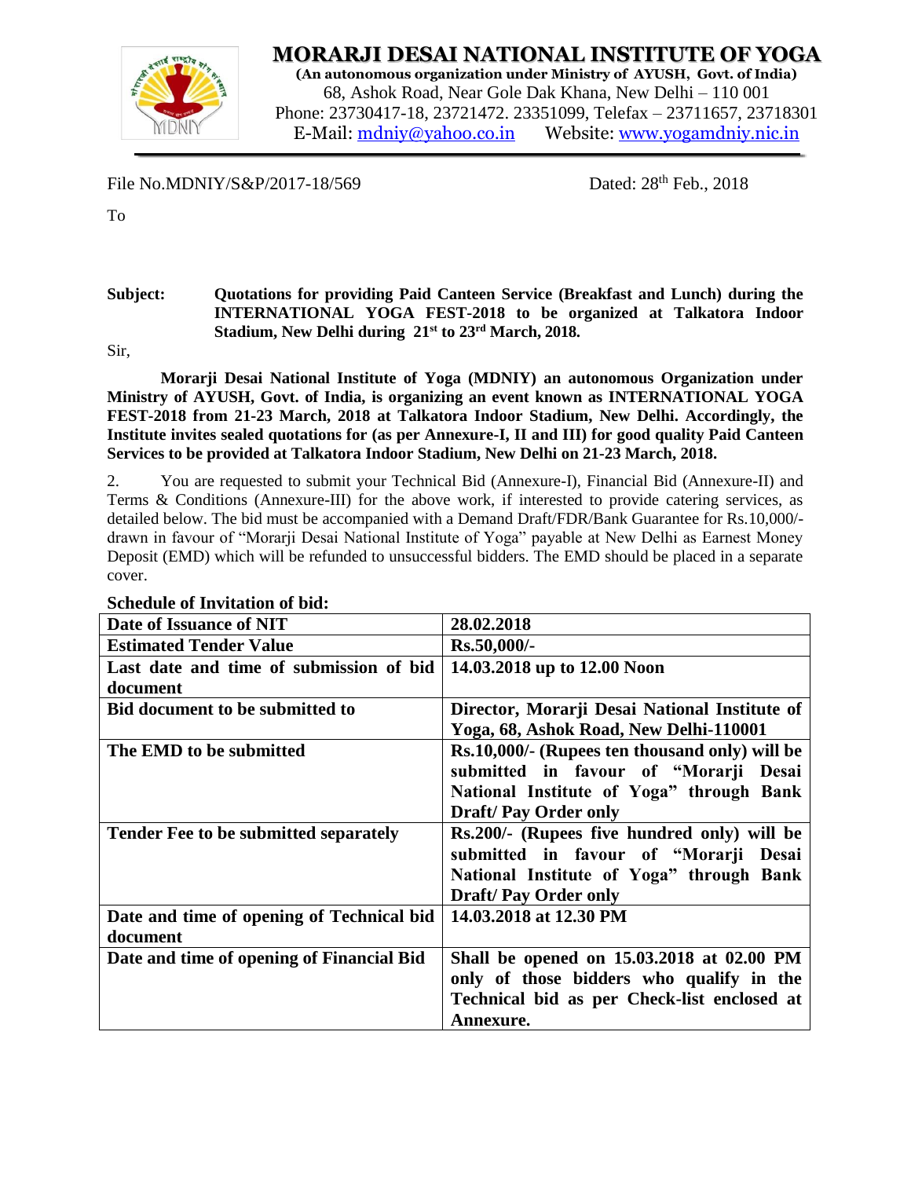# MORARJI DESAI NATIONAL INSTITUTE OF YOGA

**(An autonomous organization under Ministry of AYUSH, Govt. of India)**
68, Ashok Road, Near Gole Dak Khana, New Delhi – 110 001
Phone: 23730417-18, 23721472. 23351099, Telefax – 23711657, 23718301
E-Mail: mdniy@yahoo.co.in Website: www.yogamdniy.nic.in

File No.MDNIY/S&P/2017-18/569 Dated: 28th Feb., 2018

To

**Subject: Quotations for providing Paid Canteen Service (Breakfast and Lunch) during the INTERNATIONAL YOGA FEST-2018 to be organized at Talkatora Indoor Stadium, New Delhi during 21st to 23rd March, 2018.**

Sir,

**Morarji Desai National Institute of Yoga (MDNIY) an autonomous Organization under Ministry of AYUSH, Govt. of India, is organizing an event known as INTERNATIONAL YOGA FEST-2018 from 21-23 March, 2018 at Talkatora Indoor Stadium, New Delhi. Accordingly, the Institute invites sealed quotations for (as per Annexure-I, II and III) for good quality Paid Canteen Services to be provided at Talkatora Indoor Stadium, New Delhi on 21-23 March, 2018.**

2. You are requested to submit your Technical Bid (Annexure-I), Financial Bid (Annexure-II) and Terms & Conditions (Annexure-III) for the above work, if interested to provide catering services, as detailed below. The bid must be accompanied with a Demand Draft/FDR/Bank Guarantee for Rs.10,000/- drawn in favour of "Morarji Desai National Institute of Yoga" payable at New Delhi as Earnest Money Deposit (EMD) which will be refunded to unsuccessful bidders. The EMD should be placed in a separate cover.

**Schedule of Invitation of bid:**

| **Date of Issuance of NIT** | **28.02.2018** |
|---|---|
| **Estimated Tender Value** | **Rs.50,000/-** |
| **Last date and time of submission of bid document** | **14.03.2018 up to 12.00 Noon** |
| **Bid document to be submitted to** | **Director, Morarji Desai National Institute of Yoga, 68, Ashok Road, New Delhi-110001** |
| **The EMD to be submitted** | **Rs.10,000/- (Rupees ten thousand only) will be submitted in favour of "Morarji Desai National Institute of Yoga" through Bank Draft/ Pay Order only** |
| **Tender Fee to be submitted separately** | **Rs.200/- (Rupees five hundred only) will be submitted in favour of "Morarji Desai National Institute of Yoga" through Bank Draft/ Pay Order only** |
| **Date and time of opening of Technical bid document** | **14.03.2018 at 12.30 PM** |
| **Date and time of opening of Financial Bid** | **Shall be opened on 15.03.2018 at 02.00 PM only of those bidders who qualify in the Technical bid as per Check-list enclosed at Annexure.** |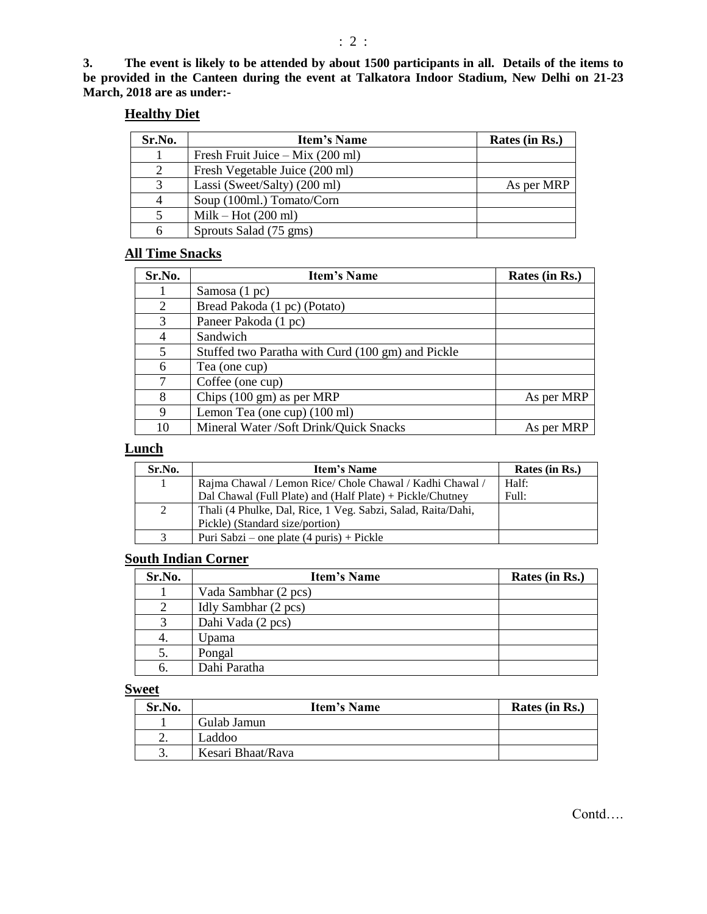**3. The event is likely to be attended by about 1500 participants in all. Details of the items to be provided in the Canteen during the event at Talkatora Indoor Stadium, New Delhi on 21-23 March, 2018 are as under:-**

## Healthy Diet

| Sr.No. | Item's Name | Rates (in Rs.) |
|---|---|---|
| 1 | Fresh Fruit Juice – Mix (200 ml) | |
| 2 | Fresh Vegetable Juice (200 ml) | |
| 3 | Lassi (Sweet/Salty) (200 ml) | As per MRP |
| 4 | Soup (100ml.) Tomato/Corn | |
| 5 | Milk – Hot (200 ml) | |
| 6 | Sprouts Salad (75 gms) | |

## All Time Snacks

| Sr.No. | Item's Name | Rates (in Rs.) |
|---|---|---|
| 1 | Samosa (1 pc) | |
| 2 | Bread Pakoda (1 pc) (Potato) | |
| 3 | Paneer Pakoda (1 pc) | |
| 4 | Sandwich | |
| 5 | Stuffed two Paratha with Curd (100 gm) and Pickle | |
| 6 | Tea (one cup) | |
| 7 | Coffee (one cup) | |
| 8 | Chips (100 gm) as per MRP | As per MRP |
| 9 | Lemon Tea (one cup) (100 ml) | |
| 10 | Mineral Water /Soft Drink/Quick Snacks | As per MRP |

## Lunch

| Sr.No. | Item's Name | Rates (in Rs.) |
|---|---|---|
| 1 | Rajma Chawal / Lemon Rice/ Chole Chawal / Kadhi Chawal / Dal Chawal (Full Plate) and (Half Plate) + Pickle/Chutney | Half: Full: |
| 2 | Thali (4 Phulke, Dal, Rice, 1 Veg. Sabzi, Salad, Raita/Dahi, Pickle) (Standard size/portion) | |
| 3 | Puri Sabzi – one plate (4 puris) + Pickle | |

## South Indian Corner

| Sr.No. | Item's Name | Rates (in Rs.) |
|---|---|---|
| 1 | Vada Sambhar (2 pcs) | |
| 2 | Idly Sambhar (2 pcs) | |
| 3 | Dahi Vada (2 pcs) | |
| 4. | Upama | |
| 5. | Pongal | |
| 6. | Dahi Paratha | |

## Sweet

| Sr.No. | Item's Name | Rates (in Rs.) |
|---|---|---|
| 1 | Gulab Jamun | |
| 2. | Laddoo | |
| 3. | Kesari Bhaat/Rava | |

Contd….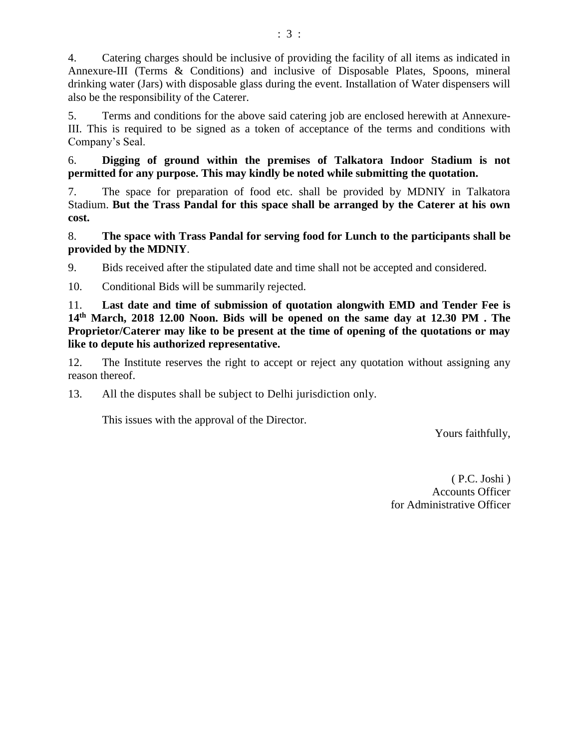4. Catering charges should be inclusive of providing the facility of all items as indicated in Annexure-III (Terms & Conditions) and inclusive of Disposable Plates, Spoons, mineral drinking water (Jars) with disposable glass during the event. Installation of Water dispensers will also be the responsibility of the Caterer.

5. Terms and conditions for the above said catering job are enclosed herewith at Annexure-III. This is required to be signed as a token of acceptance of the terms and conditions with Company's Seal.

6. **Digging of ground within the premises of Talkatora Indoor Stadium is not permitted for any purpose. This may kindly be noted while submitting the quotation.**

7. The space for preparation of food etc. shall be provided by MDNIY in Talkatora Stadium. **But the Trass Pandal for this space shall be arranged by the Caterer at his own cost.**

8. **The space with Trass Pandal for serving food for Lunch to the participants shall be provided by the MDNIY**.

9. Bids received after the stipulated date and time shall not be accepted and considered.

10. Conditional Bids will be summarily rejected.

11. **Last date and time of submission of quotation alongwith EMD and Tender Fee is 14th March, 2018 12.00 Noon. Bids will be opened on the same day at 12.30 PM . The Proprietor/Caterer may like to be present at the time of opening of the quotations or may like to depute his authorized representative.**

12. The Institute reserves the right to accept or reject any quotation without assigning any reason thereof.

13. All the disputes shall be subject to Delhi jurisdiction only.

This issues with the approval of the Director.

Yours faithfully,

( P.C. Joshi )
Accounts Officer
for Administrative Officer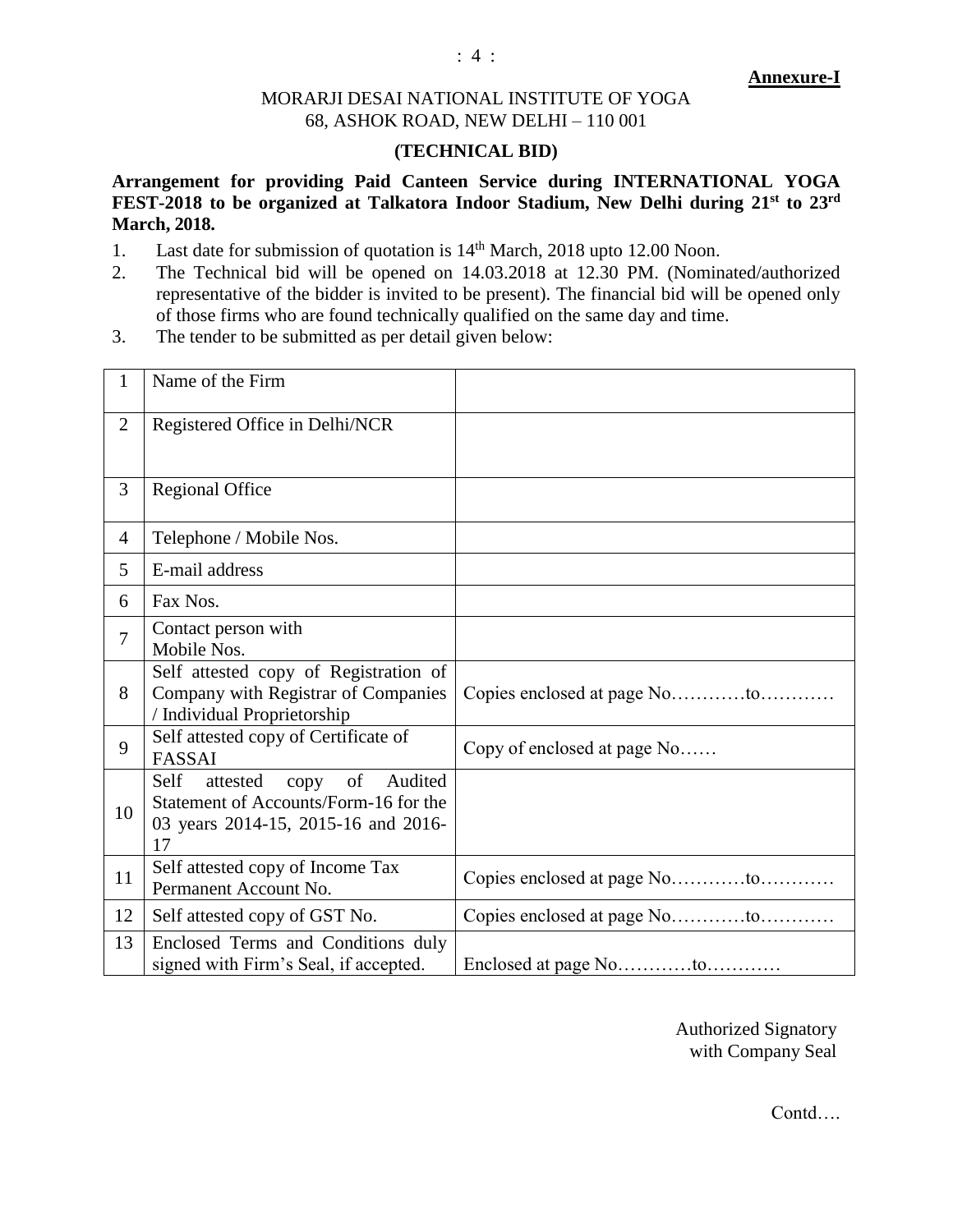**Annexure-I**

MORARJI DESAI NATIONAL INSTITUTE OF YOGA
68, ASHOK ROAD, NEW DELHI – 110 001

**(TECHNICAL BID)**

**Arrangement for providing Paid Canteen Service during INTERNATIONAL YOGA FEST-2018 to be organized at Talkatora Indoor Stadium, New Delhi during 21st to 23rd March, 2018.**

1. Last date for submission of quotation is 14th March, 2018 upto 12.00 Noon.
2. The Technical bid will be opened on 14.03.2018 at 12.30 PM. (Nominated/authorized representative of the bidder is invited to be present). The financial bid will be opened only of those firms who are found technically qualified on the same day and time.
3. The tender to be submitted as per detail given below:

| | | |
|---|---|---|
| 1 | Name of the Firm | |
| 2 | Registered Office in Delhi/NCR | |
| 3 | Regional Office | |
| 4 | Telephone / Mobile Nos. | |
| 5 | E-mail address | |
| 6 | Fax Nos. | |
| 7 | Contact person with Mobile Nos. | |
| 8 | Self attested copy of Registration of Company with Registrar of Companies / Individual Proprietorship | Copies enclosed at page No…………to………… |
| 9 | Self attested copy of Certificate of FASSAI | Copy of enclosed at page No…… |
| 10 | Self attested copy of Audited Statement of Accounts/Form-16 for the 03 years 2014-15, 2015-16 and 2016-17 | |
| 11 | Self attested copy of Income Tax Permanent Account No. | Copies enclosed at page No…………to………… |
| 12 | Self attested copy of GST No. | Copies enclosed at page No…………to………… |
| 13 | Enclosed Terms and Conditions duly signed with Firm's Seal, if accepted. | Enclosed at page No…………to………… |

Authorized Signatory
with Company Seal

Contd….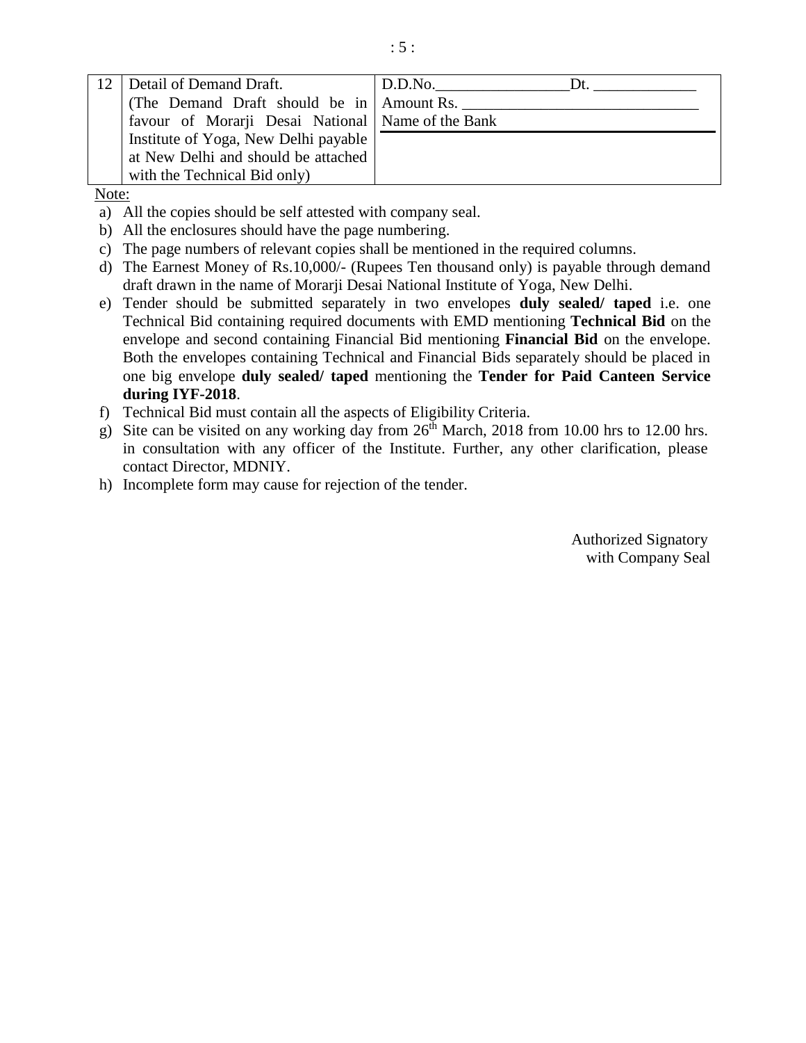| 12 | Detail of Demand Draft.<br>(The Demand Draft should be in favour of Morarji Desai National Institute of Yoga, New Delhi payable at New Delhi and should be attached with the Technical Bid only) | D.D.No.________________Dt. _____________<br>Amount Rs. _____________________________<br>Name of the Bank ___________________________ |
|---|---|---|

Note:

a) All the copies should be self attested with company seal.
b) All the enclosures should have the page numbering.
c) The page numbers of relevant copies shall be mentioned in the required columns.
d) The Earnest Money of Rs.10,000/- (Rupees Ten thousand only) is payable through demand draft drawn in the name of Morarji Desai National Institute of Yoga, New Delhi.
e) Tender should be submitted separately in two envelopes **duly sealed/ taped** i.e. one Technical Bid containing required documents with EMD mentioning **Technical Bid** on the envelope and second containing Financial Bid mentioning **Financial Bid** on the envelope. Both the envelopes containing Technical and Financial Bids separately should be placed in one big envelope **duly sealed/ taped** mentioning the **Tender for Paid Canteen Service during IYF-2018**.
f) Technical Bid must contain all the aspects of Eligibility Criteria.
g) Site can be visited on any working day from 26th March, 2018 from 10.00 hrs to 12.00 hrs. in consultation with any officer of the Institute. Further, any other clarification, please contact Director, MDNIY.
h) Incomplete form may cause for rejection of the tender.

Authorized Signatory
with Company Seal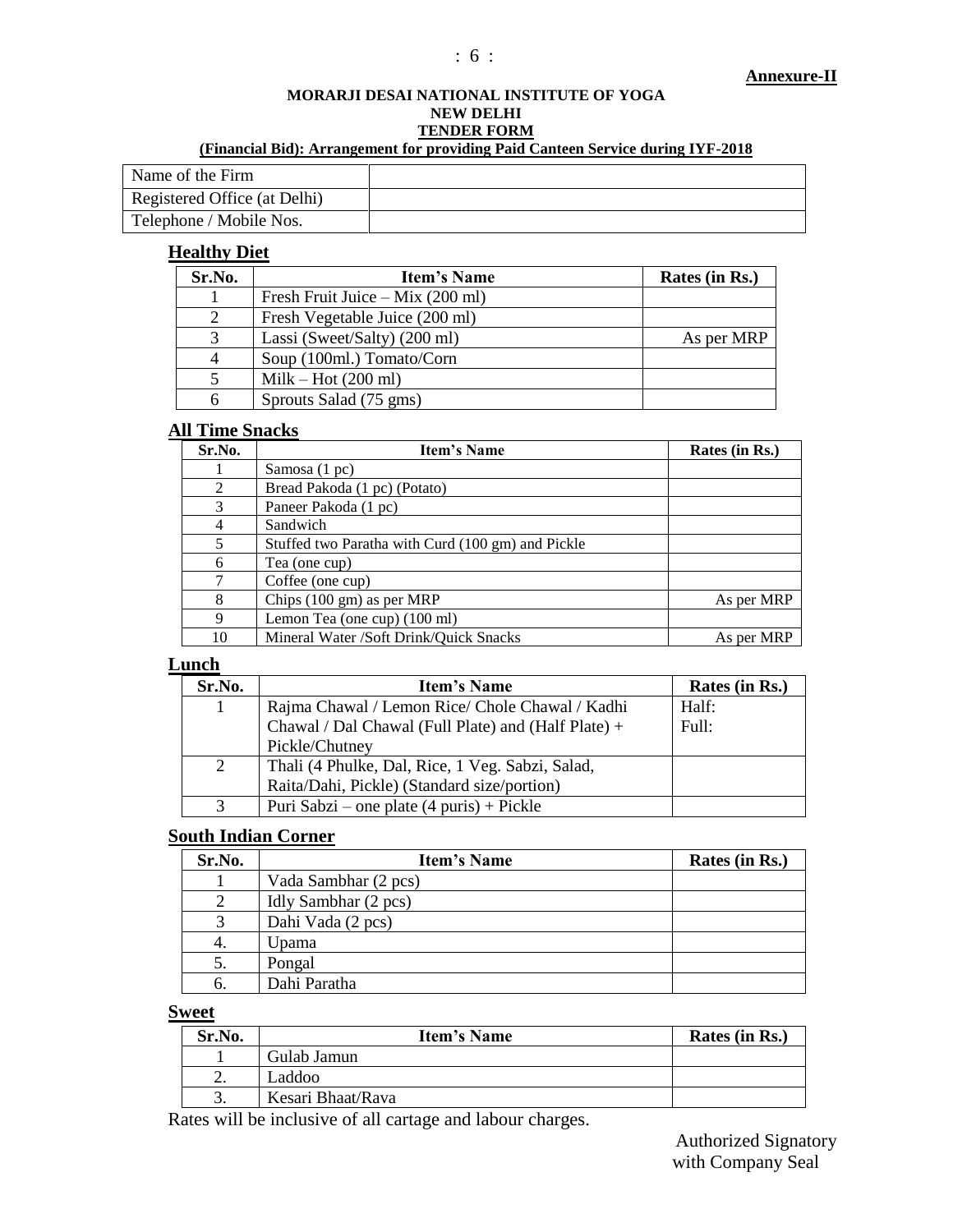**Annexure-II**

**MORARJI DESAI NATIONAL INSTITUTE OF YOGA**
**NEW DELHI**
**TENDER FORM**
**(Financial Bid): Arrangement for providing Paid Canteen Service during IYF-2018**

| Name of the Firm | |
|---|---|
| Registered Office (at Delhi) | |
| Telephone / Mobile Nos. | |

## Healthy Diet

| Sr.No. | Item's Name | Rates (in Rs.) |
|---|---|---|
| 1 | Fresh Fruit Juice – Mix (200 ml) | |
| 2 | Fresh Vegetable Juice (200 ml) | |
| 3 | Lassi (Sweet/Salty) (200 ml) | As per MRP |
| 4 | Soup (100ml.) Tomato/Corn | |
| 5 | Milk – Hot (200 ml) | |
| 6 | Sprouts Salad (75 gms) | |

## All Time Snacks

| Sr.No. | Item's Name | Rates (in Rs.) |
|---|---|---|
| 1 | Samosa (1 pc) | |
| 2 | Bread Pakoda (1 pc) (Potato) | |
| 3 | Paneer Pakoda (1 pc) | |
| 4 | Sandwich | |
| 5 | Stuffed two Paratha with Curd (100 gm) and Pickle | |
| 6 | Tea (one cup) | |
| 7 | Coffee (one cup) | |
| 8 | Chips (100 gm) as per MRP | As per MRP |
| 9 | Lemon Tea (one cup) (100 ml) | |
| 10 | Mineral Water /Soft Drink/Quick Snacks | As per MRP |

## Lunch

| Sr.No. | Item's Name | Rates (in Rs.) |
|---|---|---|
| 1 | Rajma Chawal / Lemon Rice/ Chole Chawal / Kadhi Chawal / Dal Chawal (Full Plate) and (Half Plate) + Pickle/Chutney | Half: Full: |
| 2 | Thali (4 Phulke, Dal, Rice, 1 Veg. Sabzi, Salad, Raita/Dahi, Pickle) (Standard size/portion) | |
| 3 | Puri Sabzi – one plate (4 puris) + Pickle | |

## South Indian Corner

| Sr.No. | Item's Name | Rates (in Rs.) |
|---|---|---|
| 1 | Vada Sambhar (2 pcs) | |
| 2 | Idly Sambhar (2 pcs) | |
| 3 | Dahi Vada (2 pcs) | |
| 4. | Upama | |
| 5. | Pongal | |
| 6. | Dahi Paratha | |

## Sweet

| Sr.No. | Item's Name | Rates (in Rs.) |
|---|---|---|
| 1 | Gulab Jamun | |
| 2. | Laddoo | |
| 3. | Kesari Bhaat/Rava | |

Rates will be inclusive of all cartage and labour charges.

Authorized Signatory
with Company Seal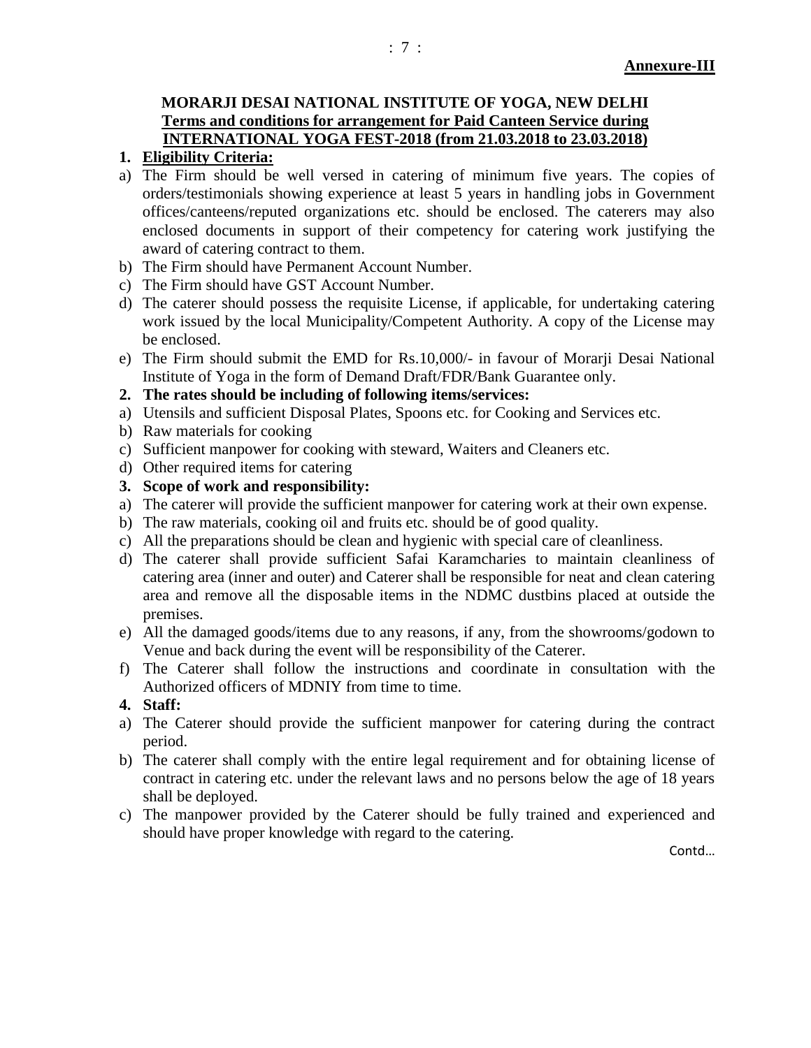**Annexure-III**

**MORARJI DESAI NATIONAL INSTITUTE OF YOGA, NEW DELHI**
**Terms and conditions for arrangement for Paid Canteen Service during INTERNATIONAL YOGA FEST-2018 (from 21.03.2018 to 23.03.2018)**

**1. Eligibility Criteria:**

a) The Firm should be well versed in catering of minimum five years. The copies of orders/testimonials showing experience at least 5 years in handling jobs in Government offices/canteens/reputed organizations etc. should be enclosed. The caterers may also enclosed documents in support of their competency for catering work justifying the award of catering contract to them.

b) The Firm should have Permanent Account Number.

c) The Firm should have GST Account Number.

d) The caterer should possess the requisite License, if applicable, for undertaking catering work issued by the local Municipality/Competent Authority. A copy of the License may be enclosed.

e) The Firm should submit the EMD for Rs.10,000/- in favour of Morarji Desai National Institute of Yoga in the form of Demand Draft/FDR/Bank Guarantee only.

**2. The rates should be including of following items/services:**

a) Utensils and sufficient Disposal Plates, Spoons etc. for Cooking and Services etc.

b) Raw materials for cooking

c) Sufficient manpower for cooking with steward, Waiters and Cleaners etc.

d) Other required items for catering

**3. Scope of work and responsibility:**

a) The caterer will provide the sufficient manpower for catering work at their own expense.

b) The raw materials, cooking oil and fruits etc. should be of good quality.

c) All the preparations should be clean and hygienic with special care of cleanliness.

d) The caterer shall provide sufficient Safai Karamcharies to maintain cleanliness of catering area (inner and outer) and Caterer shall be responsible for neat and clean catering area and remove all the disposable items in the NDMC dustbins placed at outside the premises.

e) All the damaged goods/items due to any reasons, if any, from the showrooms/godown to Venue and back during the event will be responsibility of the Caterer.

f) The Caterer shall follow the instructions and coordinate in consultation with the Authorized officers of MDNIY from time to time.

**4. Staff:**

a) The Caterer should provide the sufficient manpower for catering during the contract period.

b) The caterer shall comply with the entire legal requirement and for obtaining license of contract in catering etc. under the relevant laws and no persons below the age of 18 years shall be deployed.

c) The manpower provided by the Caterer should be fully trained and experienced and should have proper knowledge with regard to the catering.

Contd…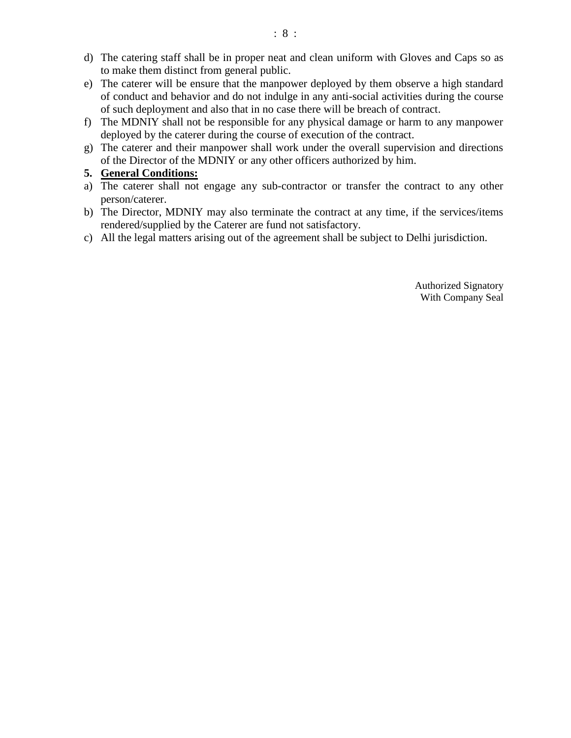d) The catering staff shall be in proper neat and clean uniform with Gloves and Caps so as to make them distinct from general public.
e) The caterer will be ensure that the manpower deployed by them observe a high standard of conduct and behavior and do not indulge in any anti-social activities during the course of such deployment and also that in no case there will be breach of contract.
f) The MDNIY shall not be responsible for any physical damage or harm to any manpower deployed by the caterer during the course of execution of the contract.
g) The caterer and their manpower shall work under the overall supervision and directions of the Director of the MDNIY or any other officers authorized by him.

**5. <u>General Conditions:</u>**

a) The caterer shall not engage any sub-contractor or transfer the contract to any other person/caterer.
b) The Director, MDNIY may also terminate the contract at any time, if the services/items rendered/supplied by the Caterer are fund not satisfactory.
c) All the legal matters arising out of the agreement shall be subject to Delhi jurisdiction.

Authorized Signatory
With Company Seal